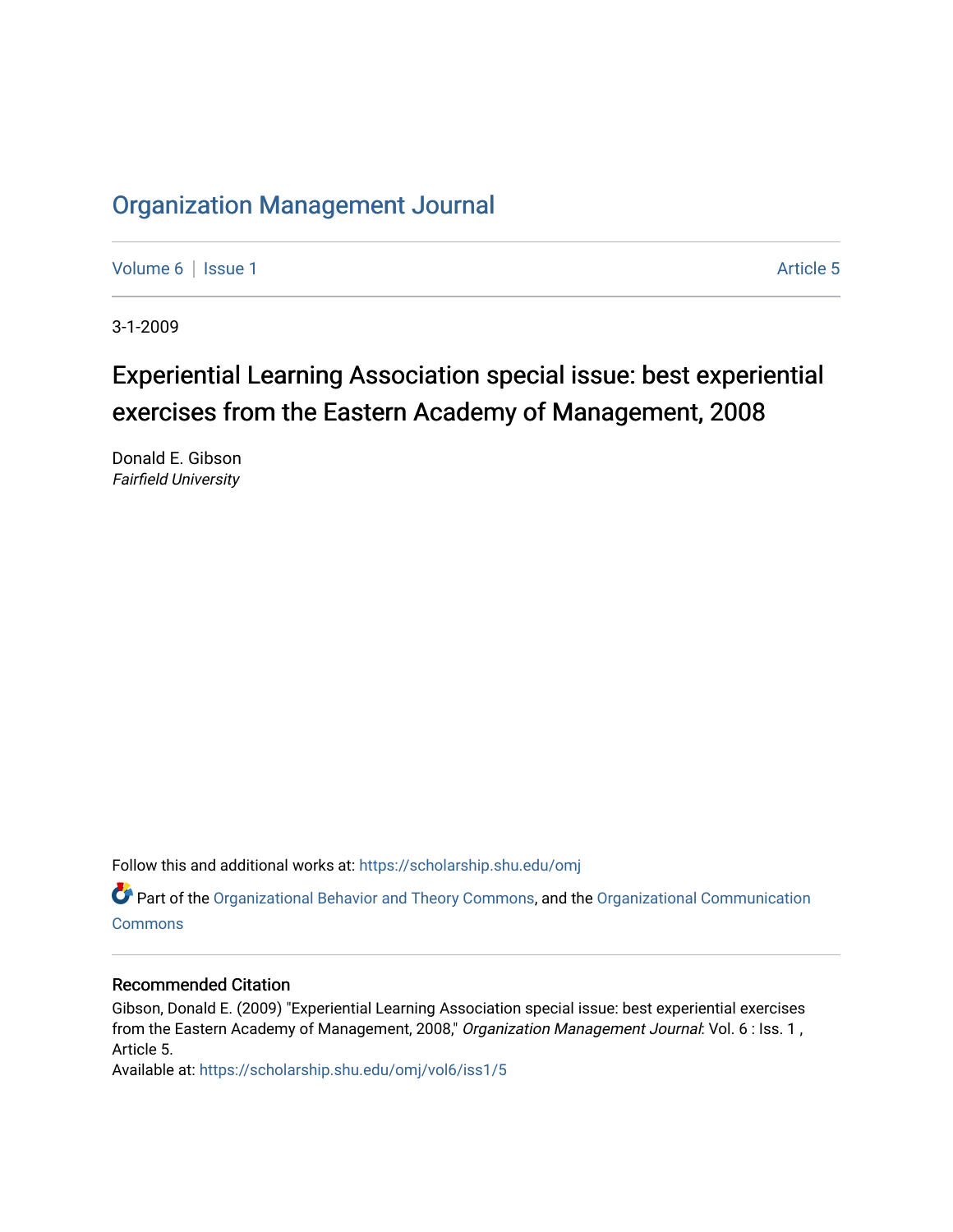# Organization Management Journal

Volume 6 | Issue 1 Article 5

3-1-2009

## Experiential Learning Association special issue: best experiential exercises from the Eastern Academy of Management, 2008

Donald E. Gibson
*Fairfield University*

Follow this and additional works at: https://scholarship.shu.edu/omj

Part of the Organizational Behavior and Theory Commons, and the Organizational Communication Commons

### Recommended Citation

Gibson, Donald E. (2009) "Experiential Learning Association special issue: best experiential exercises from the Eastern Academy of Management, 2008," *Organization Management Journal*: Vol. 6 : Iss. 1 , Article 5.
Available at: https://scholarship.shu.edu/omj/vol6/iss1/5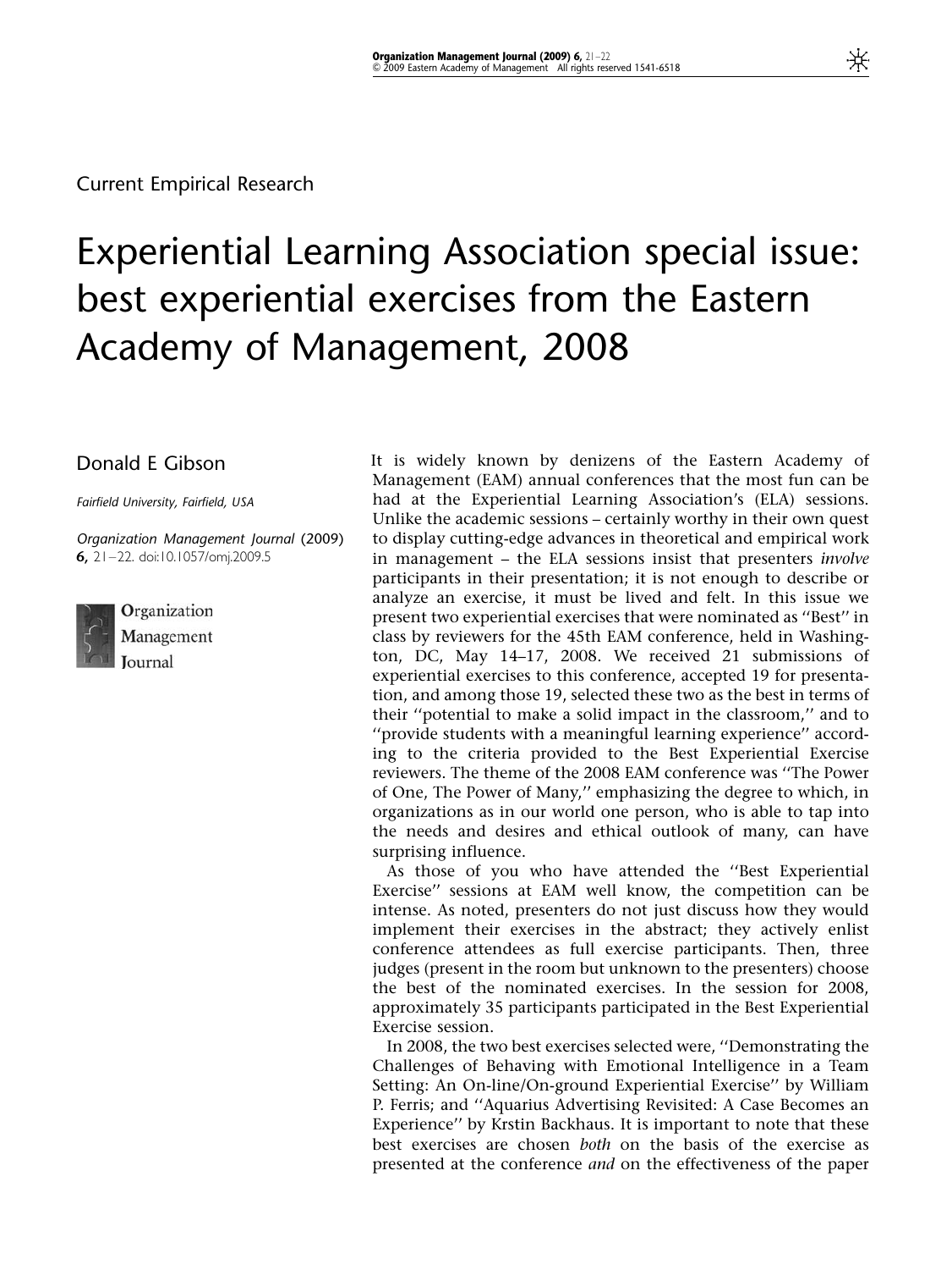Current Empirical Research

# Experiential Learning Association special issue: best experiential exercises from the Eastern Academy of Management, 2008

Donald E Gibson

*Fairfield University, Fairfield, USA*

*Organization Management Journal* (2009) **6,** 21–22. doi:10.1057/omj.2009.5

It is widely known by denizens of the Eastern Academy of Management (EAM) annual conferences that the most fun can be had at the Experiential Learning Association's (ELA) sessions. Unlike the academic sessions – certainly worthy in their own quest to display cutting-edge advances in theoretical and empirical work in management – the ELA sessions insist that presenters *involve* participants in their presentation; it is not enough to describe or analyze an exercise, it must be lived and felt. In this issue we present two experiential exercises that were nominated as "Best" in class by reviewers for the 45th EAM conference, held in Washington, DC, May 14–17, 2008. We received 21 submissions of experiential exercises to this conference, accepted 19 for presentation, and among those 19, selected these two as the best in terms of their "potential to make a solid impact in the classroom," and to "provide students with a meaningful learning experience" according to the criteria provided to the Best Experiential Exercise reviewers. The theme of the 2008 EAM conference was "The Power of One, The Power of Many," emphasizing the degree to which, in organizations as in our world one person, who is able to tap into the needs and desires and ethical outlook of many, can have surprising influence.

As those of you who have attended the "Best Experiential Exercise" sessions at EAM well know, the competition can be intense. As noted, presenters do not just discuss how they would implement their exercises in the abstract; they actively enlist conference attendees as full exercise participants. Then, three judges (present in the room but unknown to the presenters) choose the best of the nominated exercises. In the session for 2008, approximately 35 participants participated in the Best Experiential Exercise session.

In 2008, the two best exercises selected were, "Demonstrating the Challenges of Behaving with Emotional Intelligence in a Team Setting: An On-line/On-ground Experiential Exercise" by William P. Ferris; and "Aquarius Advertising Revisited: A Case Becomes an Experience" by Krstin Backhaus. It is important to note that these best exercises are chosen *both* on the basis of the exercise as presented at the conference *and* on the effectiveness of the paper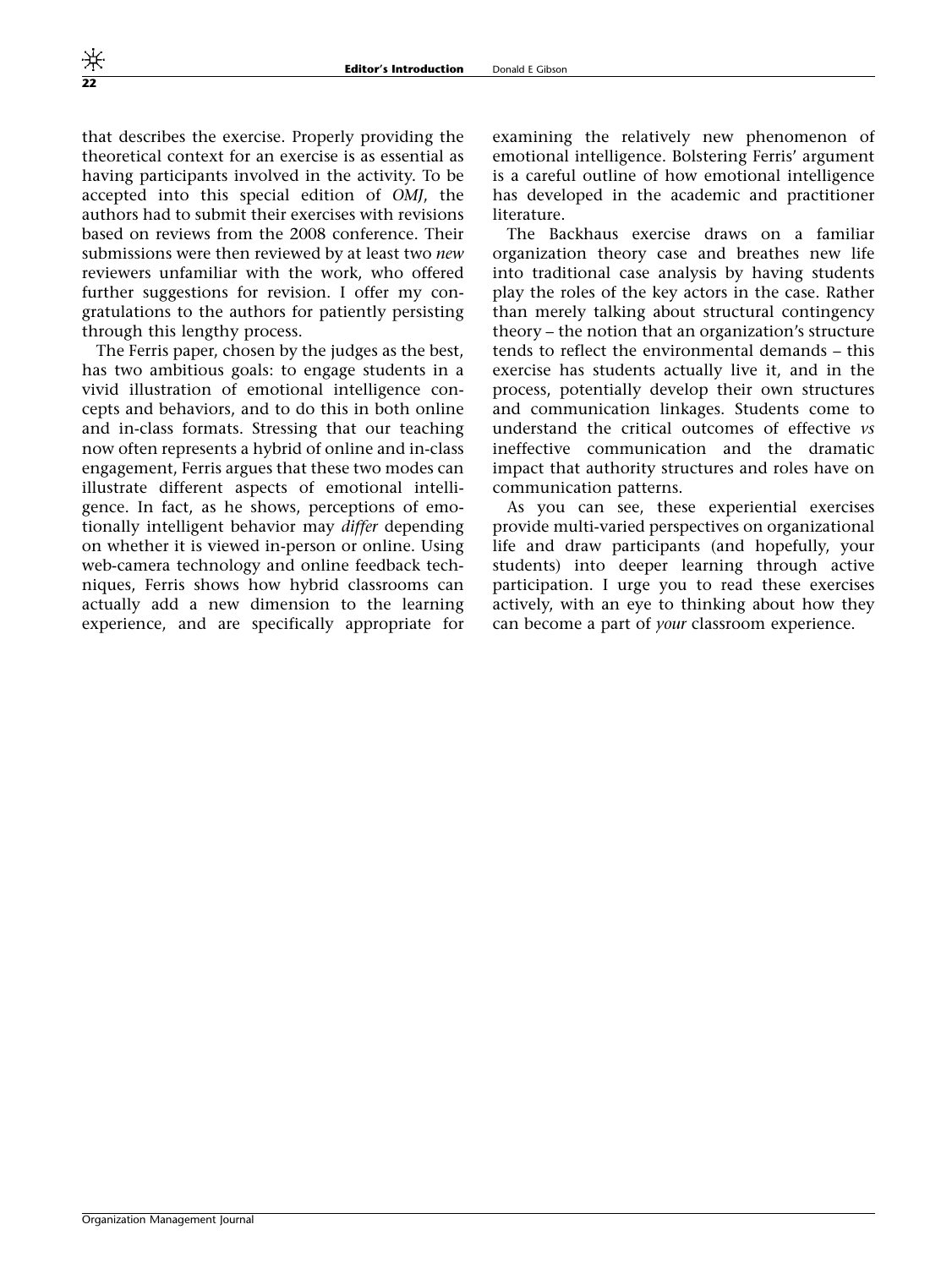that describes the exercise. Properly providing the theoretical context for an exercise is as essential as having participants involved in the activity. To be accepted into this special edition of *OMJ*, the authors had to submit their exercises with revisions based on reviews from the 2008 conference. Their submissions were then reviewed by at least two *new* reviewers unfamiliar with the work, who offered further suggestions for revision. I offer my congratulations to the authors for patiently persisting through this lengthy process.

The Ferris paper, chosen by the judges as the best, has two ambitious goals: to engage students in a vivid illustration of emotional intelligence concepts and behaviors, and to do this in both online and in-class formats. Stressing that our teaching now often represents a hybrid of online and in-class engagement, Ferris argues that these two modes can illustrate different aspects of emotional intelligence. In fact, as he shows, perceptions of emotionally intelligent behavior may *differ* depending on whether it is viewed in-person or online. Using web-camera technology and online feedback techniques, Ferris shows how hybrid classrooms can actually add a new dimension to the learning experience, and are specifically appropriate for examining the relatively new phenomenon of emotional intelligence. Bolstering Ferris' argument is a careful outline of how emotional intelligence has developed in the academic and practitioner literature.

The Backhaus exercise draws on a familiar organization theory case and breathes new life into traditional case analysis by having students play the roles of the key actors in the case. Rather than merely talking about structural contingency theory – the notion that an organization's structure tends to reflect the environmental demands – this exercise has students actually live it, and in the process, potentially develop their own structures and communication linkages. Students come to understand the critical outcomes of effective *vs* ineffective communication and the dramatic impact that authority structures and roles have on communication patterns.

As you can see, these experiential exercises provide multi-varied perspectives on organizational life and draw participants (and hopefully, your students) into deeper learning through active participation. I urge you to read these exercises actively, with an eye to thinking about how they can become a part of *your* classroom experience.